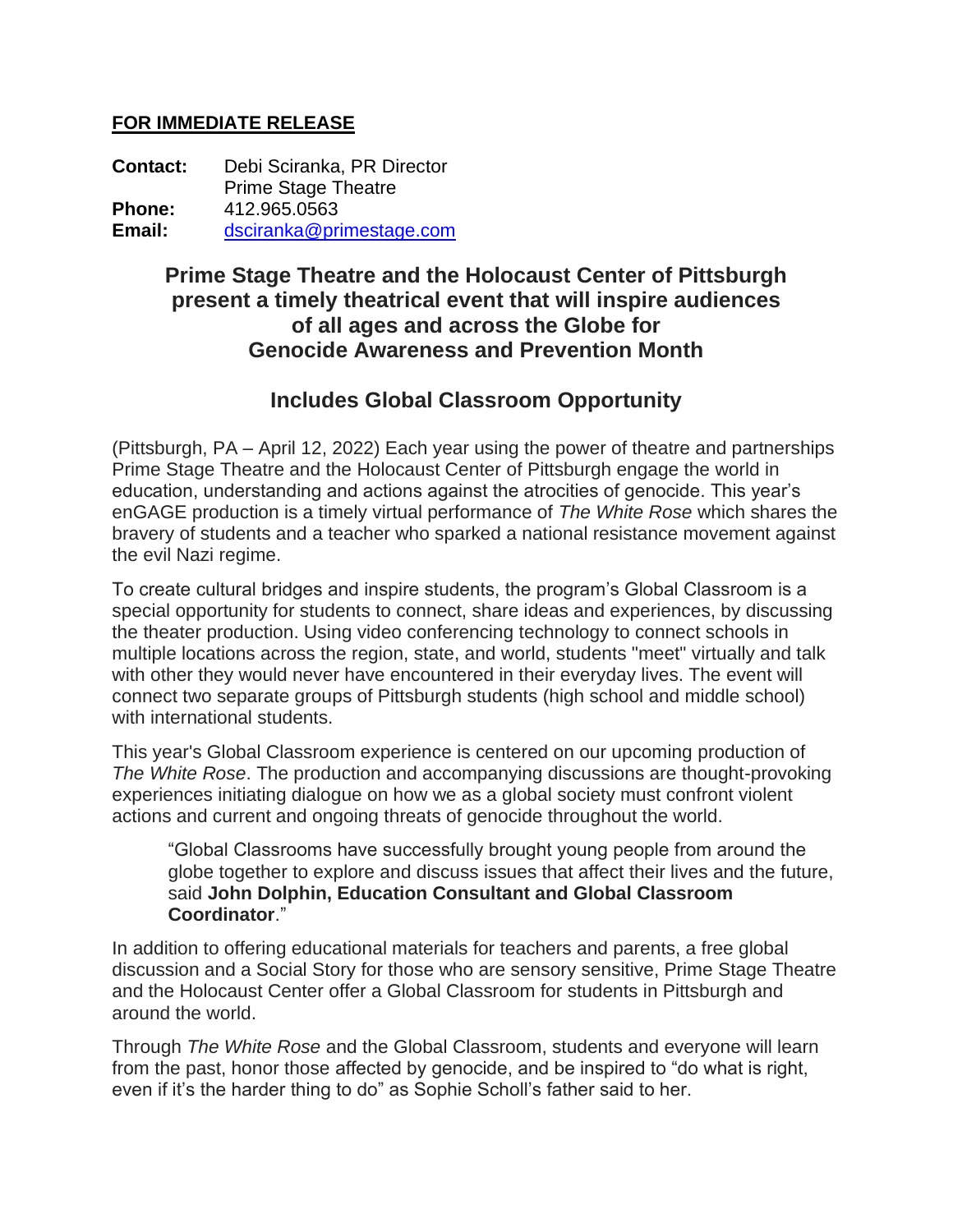**FOR IMMEDIATE RELEASE**

**Contact:** Debi Sciranka, PR Director
Prime Stage Theatre
**Phone:** 412.965.0563
**Email:** dsciranka@primestage.com

## Prime Stage Theatre and the Holocaust Center of Pittsburgh present a timely theatrical event that will inspire audiences of all ages and across the Globe for Genocide Awareness and Prevention Month

### Includes Global Classroom Opportunity

(Pittsburgh, PA – April 12, 2022) Each year using the power of theatre and partnerships Prime Stage Theatre and the Holocaust Center of Pittsburgh engage the world in education, understanding and actions against the atrocities of genocide. This year's enGAGE production is a timely virtual performance of *The White Rose* which shares the bravery of students and a teacher who sparked a national resistance movement against the evil Nazi regime.

To create cultural bridges and inspire students, the program's Global Classroom is a special opportunity for students to connect, share ideas and experiences, by discussing the theater production. Using video conferencing technology to connect schools in multiple locations across the region, state, and world, students "meet" virtually and talk with other they would never have encountered in their everyday lives. The event will connect two separate groups of Pittsburgh students (high school and middle school) with international students.

This year's Global Classroom experience is centered on our upcoming production of *The White Rose*. The production and accompanying discussions are thought-provoking experiences initiating dialogue on how we as a global society must confront violent actions and current and ongoing threats of genocide throughout the world.

> "Global Classrooms have successfully brought young people from around the globe together to explore and discuss issues that affect their lives and the future, said **John Dolphin, Education Consultant and Global Classroom Coordinator**."

In addition to offering educational materials for teachers and parents, a free global discussion and a Social Story for those who are sensory sensitive, Prime Stage Theatre and the Holocaust Center offer a Global Classroom for students in Pittsburgh and around the world.

Through *The White Rose* and the Global Classroom, students and everyone will learn from the past, honor those affected by genocide, and be inspired to "do what is right, even if it's the harder thing to do" as Sophie Scholl's father said to her.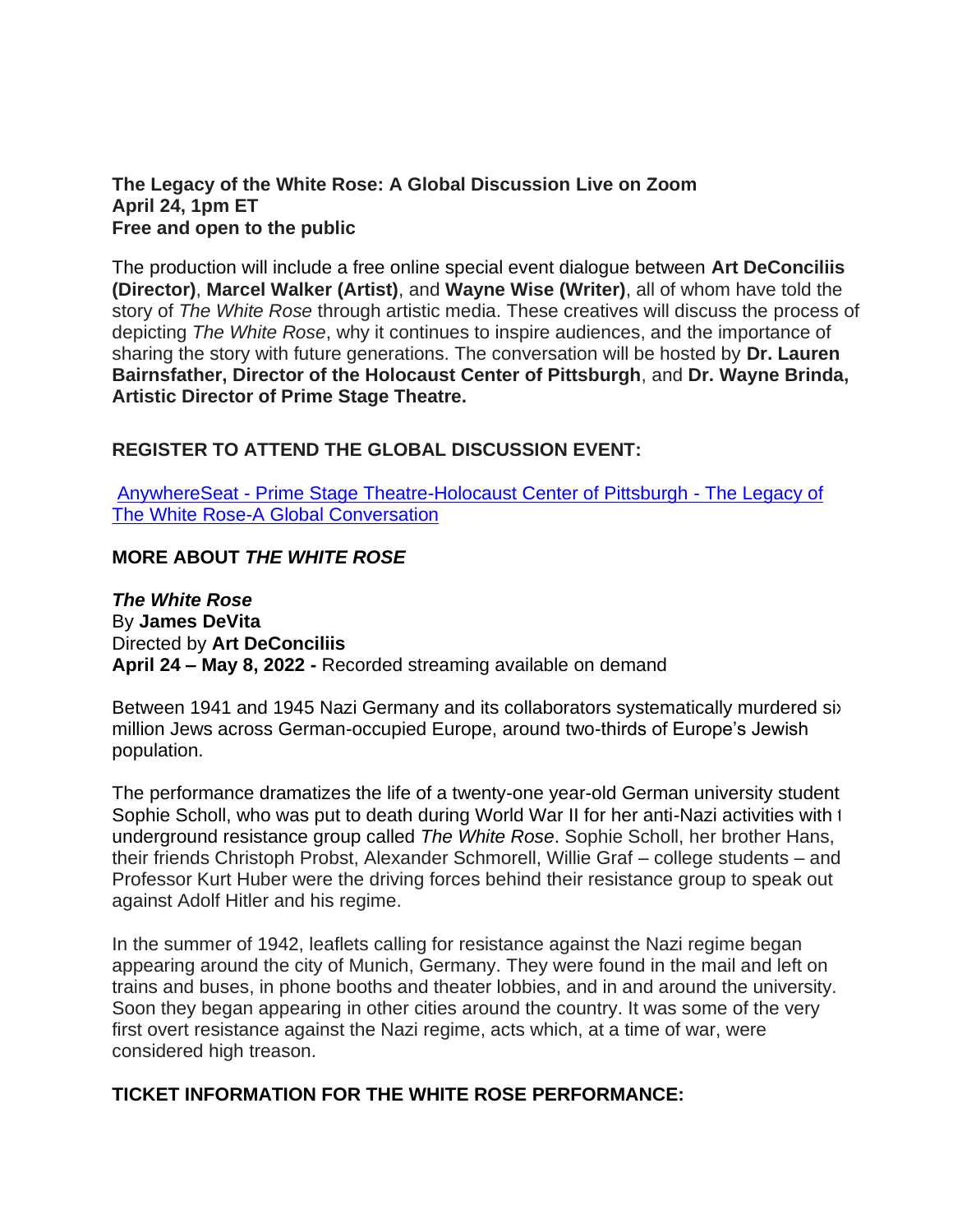**The Legacy of the White Rose: A Global Discussion Live on Zoom**
**April 24, 1pm ET**
**Free and open to the public**

The production will include a free online special event dialogue between **Art DeConciliis (Director)**, **Marcel Walker (Artist)**, and **Wayne Wise (Writer)**, all of whom have told the story of *The White Rose* through artistic media. These creatives will discuss the process of depicting *The White Rose*, why it continues to inspire audiences, and the importance of sharing the story with future generations. The conversation will be hosted by **Dr. Lauren Bairnsfather, Director of the Holocaust Center of Pittsburgh**, and **Dr. Wayne Brinda, Artistic Director of Prime Stage Theatre.**

**REGISTER TO ATTEND THE GLOBAL DISCUSSION EVENT:**

AnywhereSeat - Prime Stage Theatre-Holocaust Center of Pittsburgh - The Legacy of The White Rose-A Global Conversation

**MORE ABOUT *THE WHITE ROSE***

***The White Rose***
By **James DeVita**
Directed by **Art DeConciliis**
**April 24 – May 8, 2022 -** Recorded streaming available on demand

Between 1941 and 1945 Nazi Germany and its collaborators systematically murdered six million Jews across German-occupied Europe, around two-thirds of Europe's Jewish population.

The performance dramatizes the life of a twenty-one year-old German university student Sophie Scholl, who was put to death during World War II for her anti-Nazi activities with the underground resistance group called *The White Rose*. Sophie Scholl, her brother Hans, their friends Christoph Probst, Alexander Schmorell, Willie Graf – college students – and Professor Kurt Huber were the driving forces behind their resistance group to speak out against Adolf Hitler and his regime.

In the summer of 1942, leaflets calling for resistance against the Nazi regime began appearing around the city of Munich, Germany. They were found in the mail and left on trains and buses, in phone booths and theater lobbies, and in and around the university. Soon they began appearing in other cities around the country. It was some of the very first overt resistance against the Nazi regime, acts which, at a time of war, were considered high treason.

**TICKET INFORMATION FOR THE WHITE ROSE PERFORMANCE:**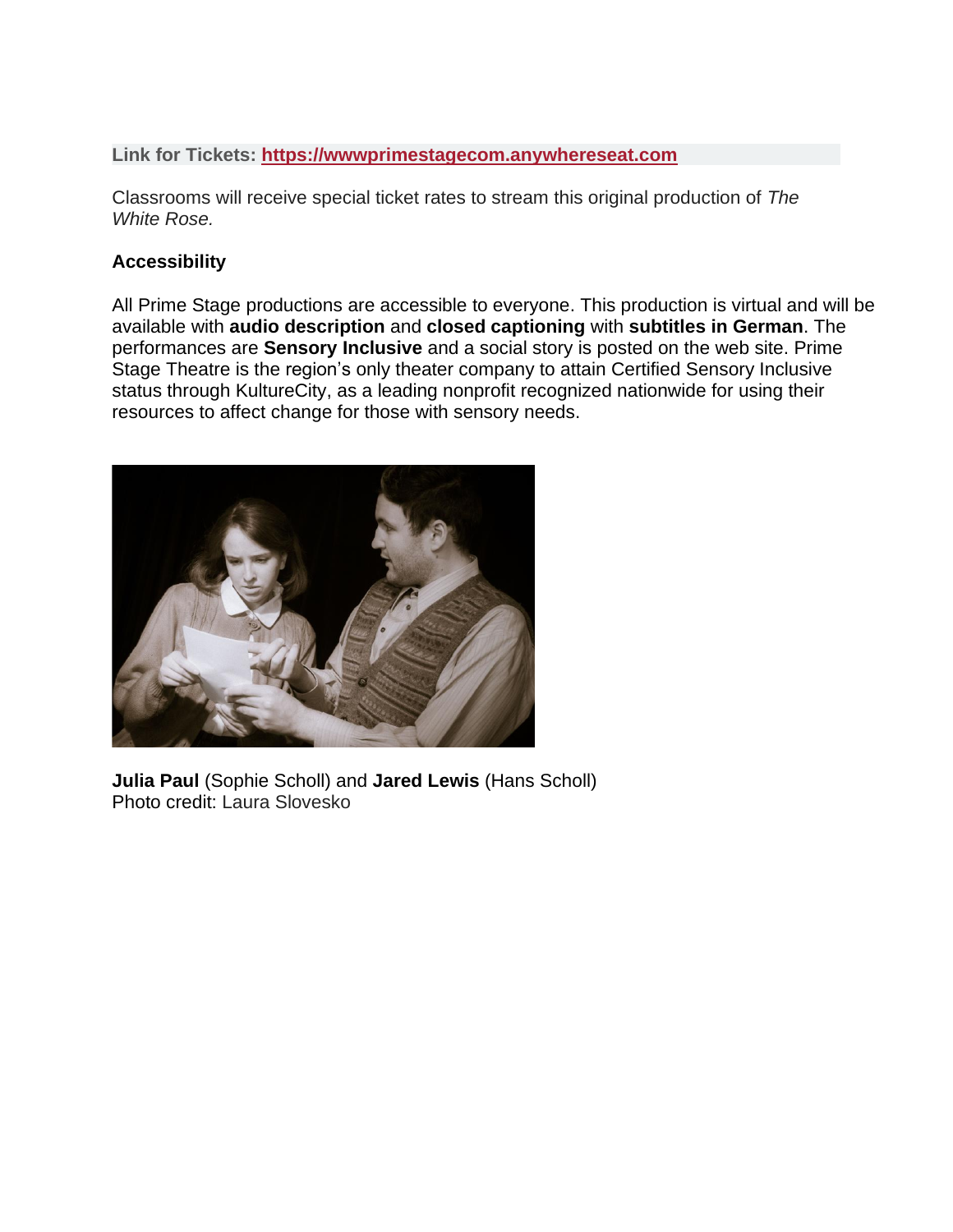**Link for Tickets: [https://wwwprimestagecom.anywhereseat.com](https://wwwprimestagecom.anywhereseat.com)**

Classrooms will receive special ticket rates to stream this original production of *The White Rose.*

**Accessibility**

All Prime Stage productions are accessible to everyone. This production is virtual and will be available with **audio description** and **closed captioning** with **subtitles in German**. The performances are **Sensory Inclusive** and a social story is posted on the web site. Prime Stage Theatre is the region's only theater company to attain Certified Sensory Inclusive status through KultureCity, as a leading nonprofit recognized nationwide for using their resources to affect change for those with sensory needs.

**Julia Paul** (Sophie Scholl) and **Jared Lewis** (Hans Scholl)
Photo credit: Laura Slovesko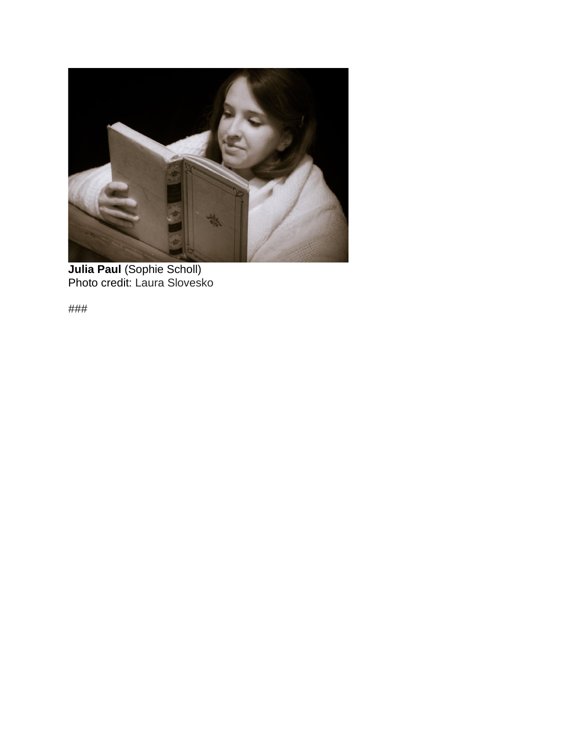**Julia Paul** (Sophie Scholl)
Photo credit: Laura Slovesko

###